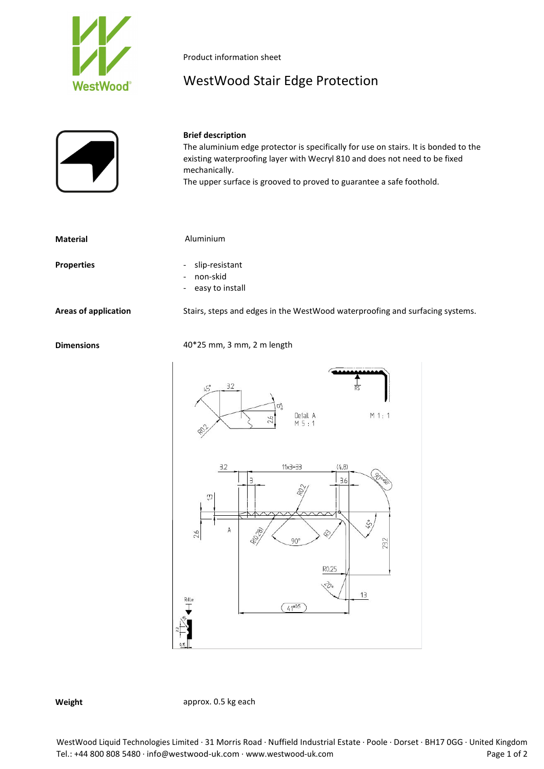Product information sheet

# WestWood Stair Edge Protection

**Brief description**

The aluminium edge protector is specifically for use on stairs. It is bonded to the existing waterproofing layer with Wecryl 810 and does not need to be fixed mechanically.
The upper surface is grooved to proved to guarantee a safe foothold.

| | |
|---|---|
| **Material** | Aluminium |
| **Properties** | - slip-resistant<br>- non-skid<br>- easy to install |
| **Areas of application** | Stairs, steps and edges in the WestWood waterproofing and surfacing systems. |
| **Dimensions** | 40*25 mm, 3 mm, 2 m length |

| | |
|---|---|
| **Weight** | approx. 0.5 kg each |

WestWood Liquid Technologies Limited · 31 Morris Road · Nuffield Industrial Estate · Poole · Dorset · BH17 0GG · United Kingdom
Tel.: +44 800 808 5480 · info@westwood-uk.com · www.westwood-uk.com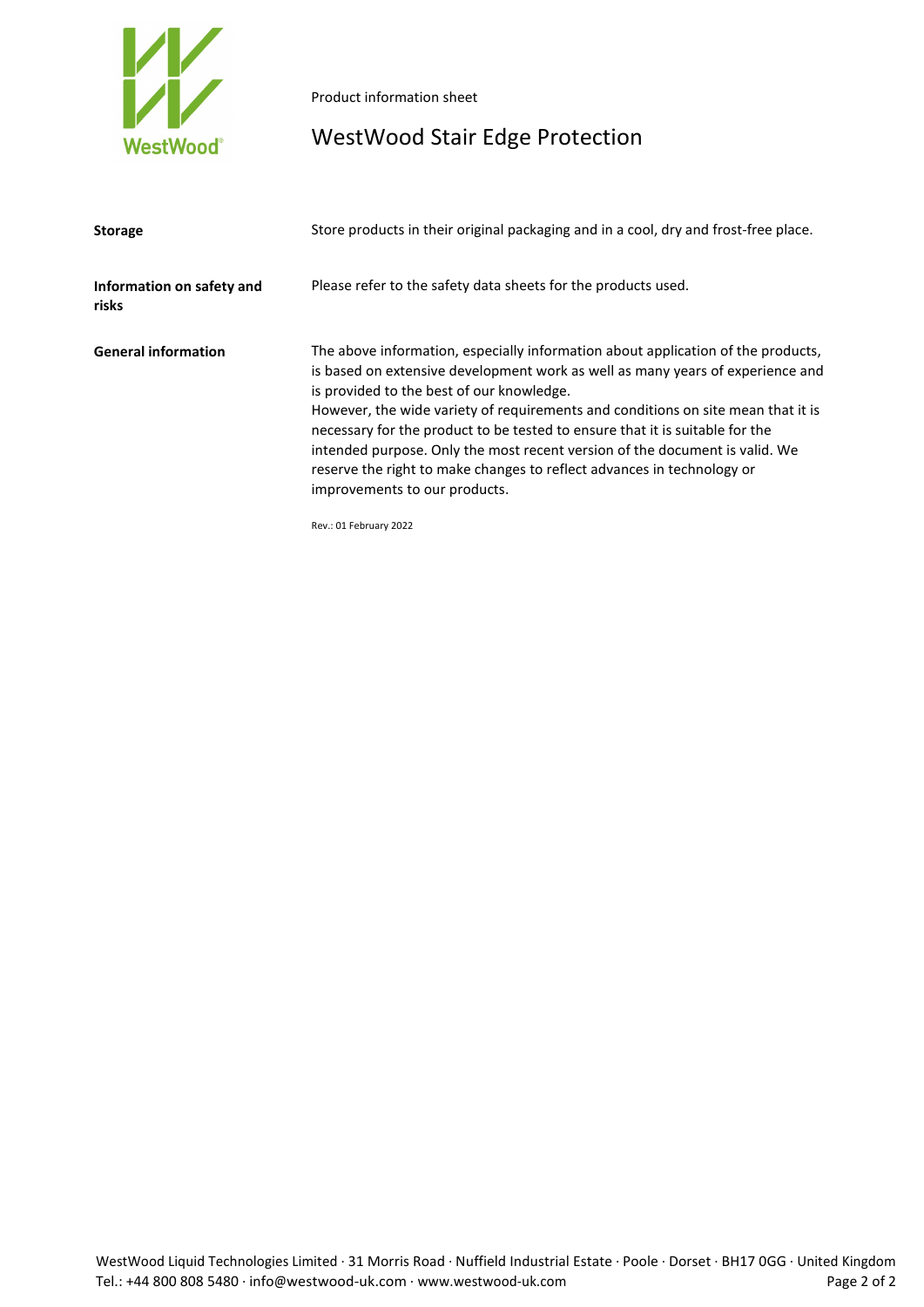Product information sheet

# WestWood Stair Edge Protection

**Storage**

Store products in their original packaging and in a cool, dry and frost-free place.

**Information on safety and risks**

Please refer to the safety data sheets for the products used.

**General information**

The above information, especially information about application of the products, is based on extensive development work as well as many years of experience and is provided to the best of our knowledge.
However, the wide variety of requirements and conditions on site mean that it is necessary for the product to be tested to ensure that it is suitable for the intended purpose. Only the most recent version of the document is valid. We reserve the right to make changes to reflect advances in technology or improvements to our products.

Rev.: 01 February 2022

WestWood Liquid Technologies Limited · 31 Morris Road · Nuffield Industrial Estate · Poole · Dorset · BH17 0GG · United Kingdom
Tel.: +44 800 808 5480 · info@westwood-uk.com · www.westwood-uk.com